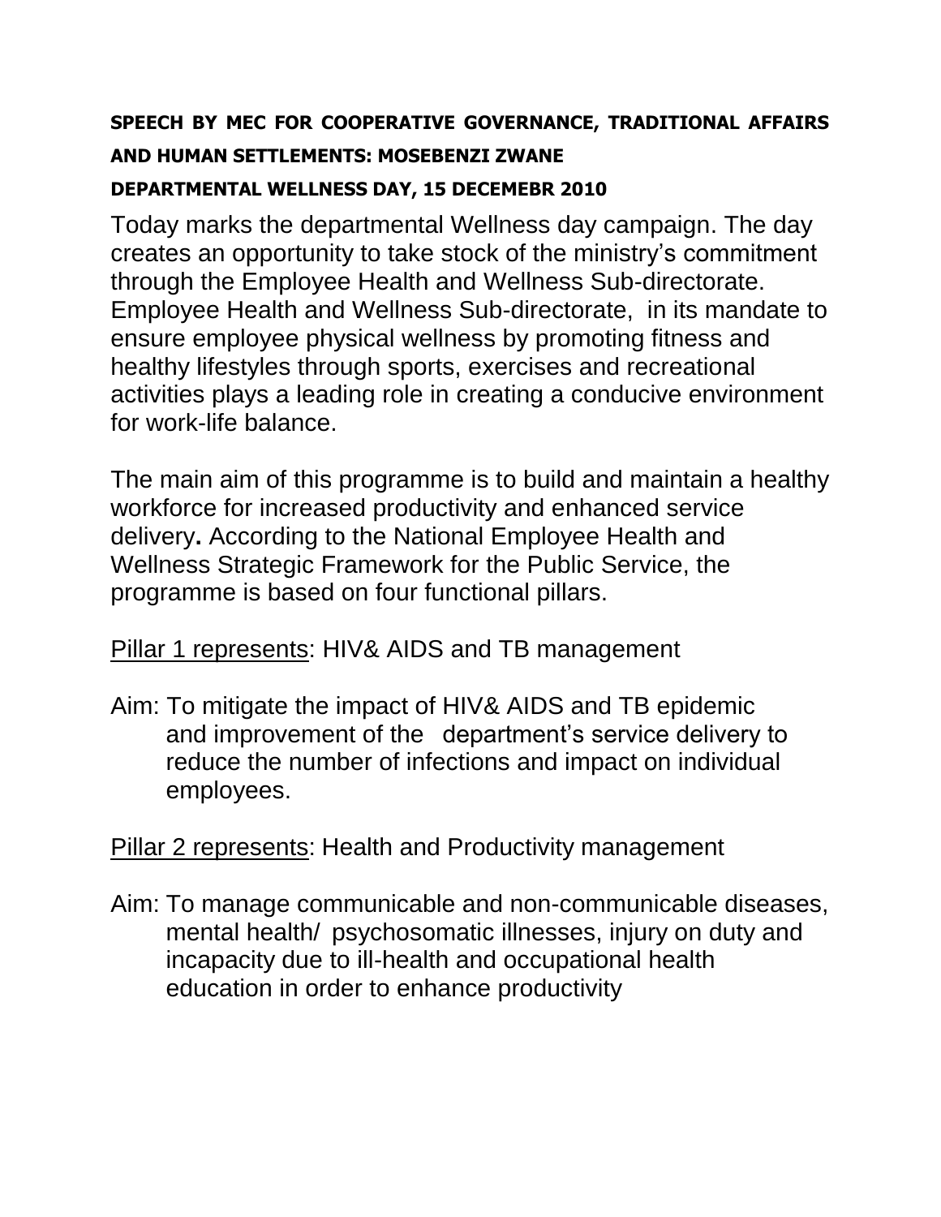**SPEECH BY MEC FOR COOPERATIVE GOVERNANCE, TRADITIONAL AFFAIRS AND HUMAN SETTLEMENTS: MOSEBENZI ZWANE**

**DEPARTMENTAL WELLNESS DAY, 15 DECEMEBR 2010**

Today marks the departmental Wellness day campaign. The day creates an opportunity to take stock of the ministry's commitment through the Employee Health and Wellness Sub-directorate. Employee Health and Wellness Sub-directorate, in its mandate to ensure employee physical wellness by promoting fitness and healthy lifestyles through sports, exercises and recreational activities plays a leading role in creating a conducive environment for work-life balance.

The main aim of this programme is to build and maintain a healthy workforce for increased productivity and enhanced service delivery**.** According to the National Employee Health and Wellness Strategic Framework for the Public Service, the programme is based on four functional pillars.

<u>Pillar 1 represents</u>: HIV& AIDS and TB management

Aim: To mitigate the impact of HIV& AIDS and TB epidemic and improvement of the department's service delivery to reduce the number of infections and impact on individual employees.

<u>Pillar 2 represents</u>: Health and Productivity management

Aim: To manage communicable and non-communicable diseases, mental health/ psychosomatic illnesses, injury on duty and incapacity due to ill-health and occupational health education in order to enhance productivity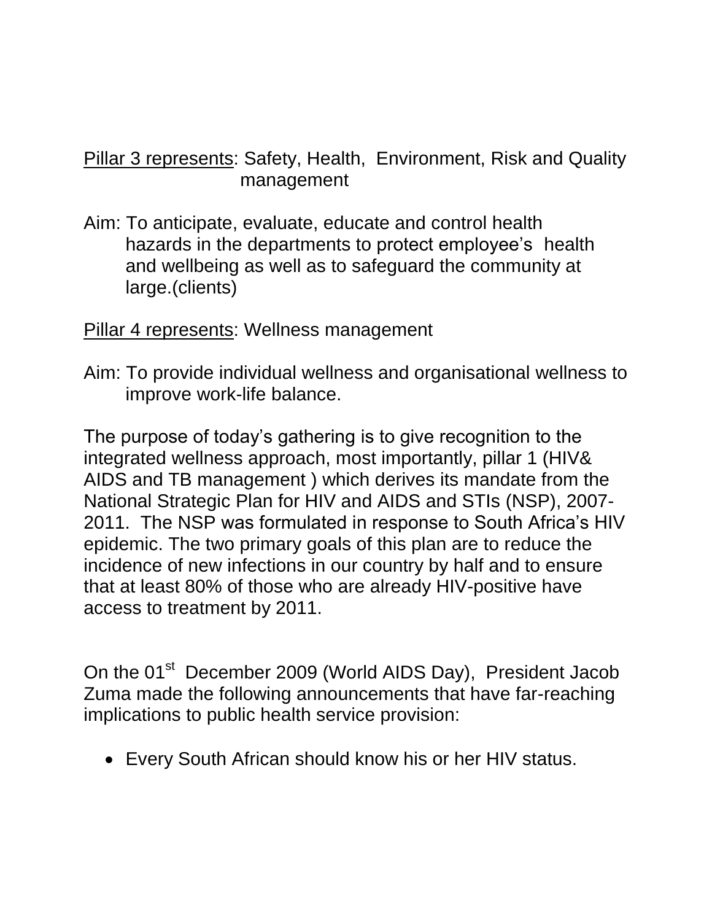<u>Pillar 3 represents</u>: Safety, Health, Environment, Risk and Quality management

Aim: To anticipate, evaluate, educate and control health hazards in the departments to protect employee's health and wellbeing as well as to safeguard the community at large.(clients)

<u>Pillar 4 represents</u>: Wellness management

Aim: To provide individual wellness and organisational wellness to improve work-life balance.

The purpose of today's gathering is to give recognition to the integrated wellness approach, most importantly, pillar 1 (HIV& AIDS and TB management ) which derives its mandate from the National Strategic Plan for HIV and AIDS and STIs (NSP), 2007-2011. The NSP was formulated in response to South Africa's HIV epidemic. The two primary goals of this plan are to reduce the incidence of new infections in our country by half and to ensure that at least 80% of those who are already HIV-positive have access to treatment by 2011.

On the 01st December 2009 (World AIDS Day), President Jacob Zuma made the following announcements that have far-reaching implications to public health service provision:

- Every South African should know his or her HIV status.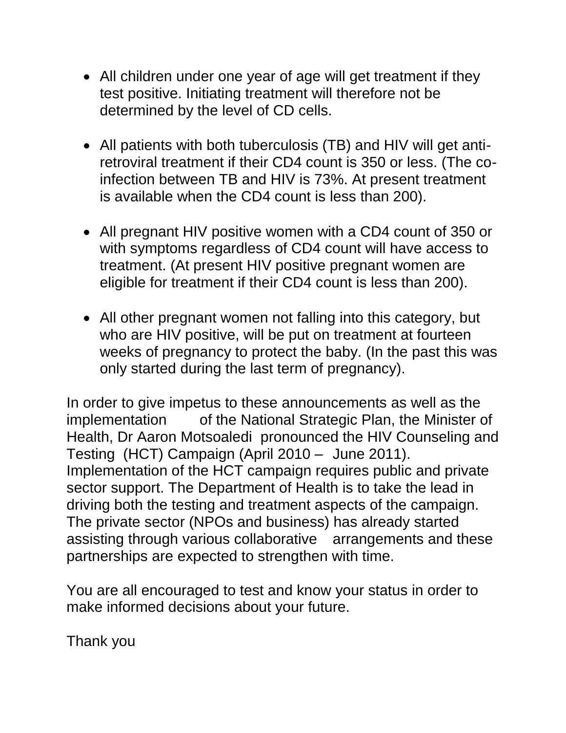- All children under one year of age will get treatment if they test positive. Initiating treatment will therefore not be determined by the level of CD cells.

- All patients with both tuberculosis (TB) and HIV will get anti-retroviral treatment if their CD4 count is 350 or less. (The co-infection between TB and HIV is 73%. At present treatment is available when the CD4 count is less than 200).

- All pregnant HIV positive women with a CD4 count of 350 or with symptoms regardless of CD4 count will have access to treatment. (At present HIV positive pregnant women are eligible for treatment if their CD4 count is less than 200).

- All other pregnant women not falling into this category, but who are HIV positive, will be put on treatment at fourteen weeks of pregnancy to protect the baby. (In the past this was only started during the last term of pregnancy).

In order to give impetus to these announcements as well as the implementation of the National Strategic Plan, the Minister of Health, Dr Aaron Motsoaledi pronounced the HIV Counseling and Testing (HCT) Campaign (April 2010 – June 2011). Implementation of the HCT campaign requires public and private sector support. The Department of Health is to take the lead in driving both the testing and treatment aspects of the campaign. The private sector (NPOs and business) has already started assisting through various collaborative arrangements and these partnerships are expected to strengthen with time.

You are all encouraged to test and know your status in order to make informed decisions about your future.

Thank you